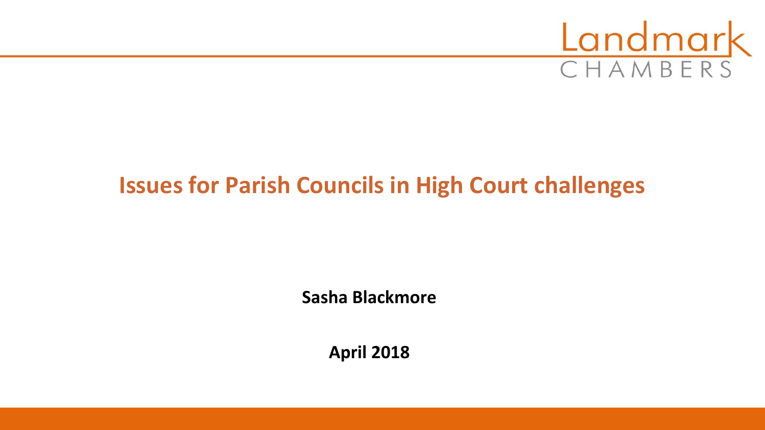Landmark CHAMBERS

# Issues for Parish Councils in High Court challenges

**Sasha Blackmore**

**April 2018**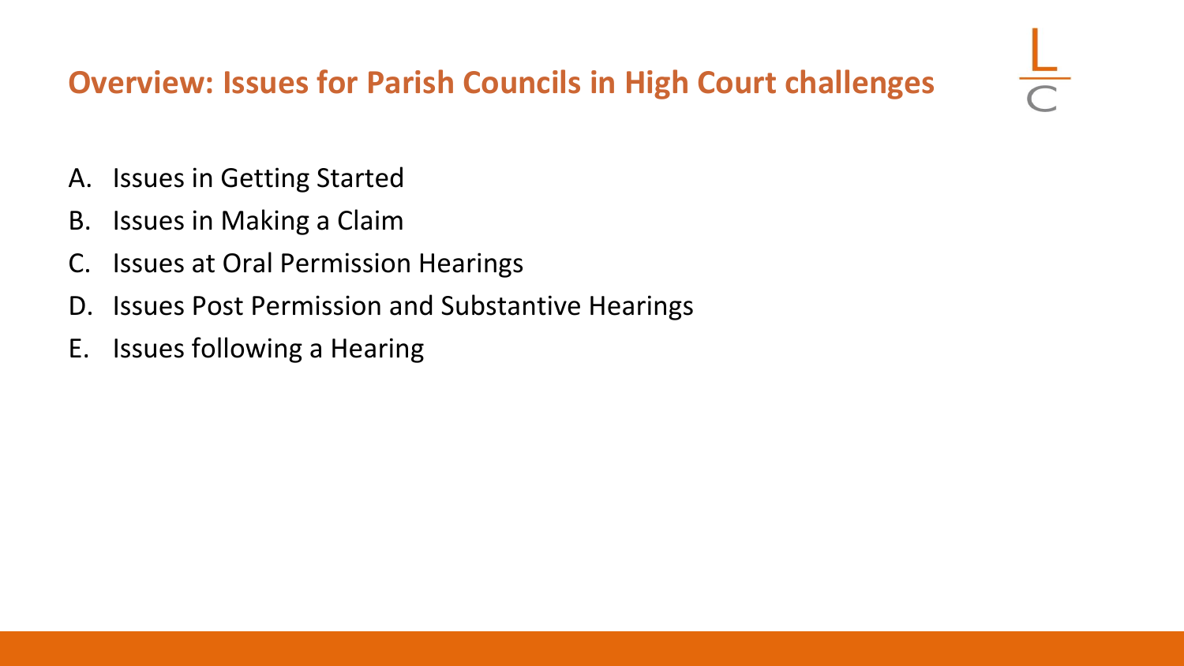## Overview: Issues for Parish Councils in High Court challenges

A. Issues in Getting Started
B. Issues in Making a Claim
C. Issues at Oral Permission Hearings
D. Issues Post Permission and Substantive Hearings
E. Issues following a Hearing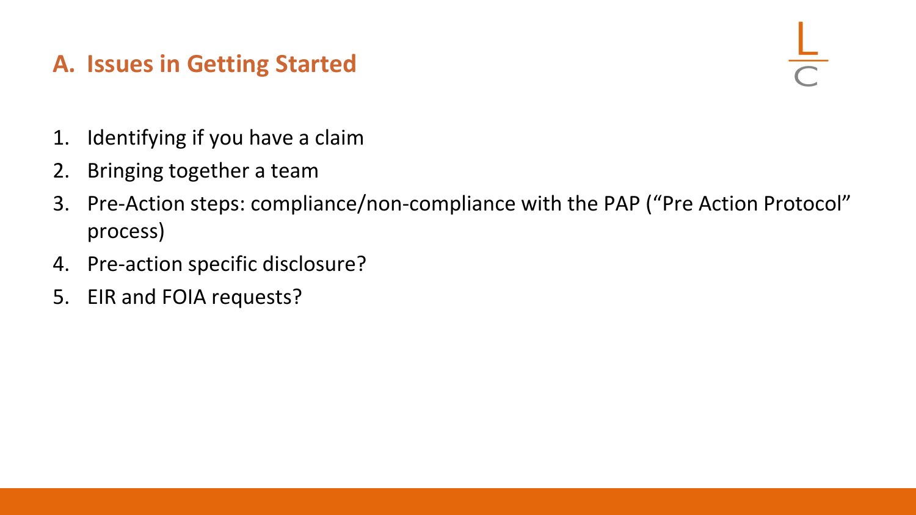## A. Issues in Getting Started

1. Identifying if you have a claim
2. Bringing together a team
3. Pre-Action steps: compliance/non-compliance with the PAP ("Pre Action Protocol" process)
4. Pre-action specific disclosure?
5. EIR and FOIA requests?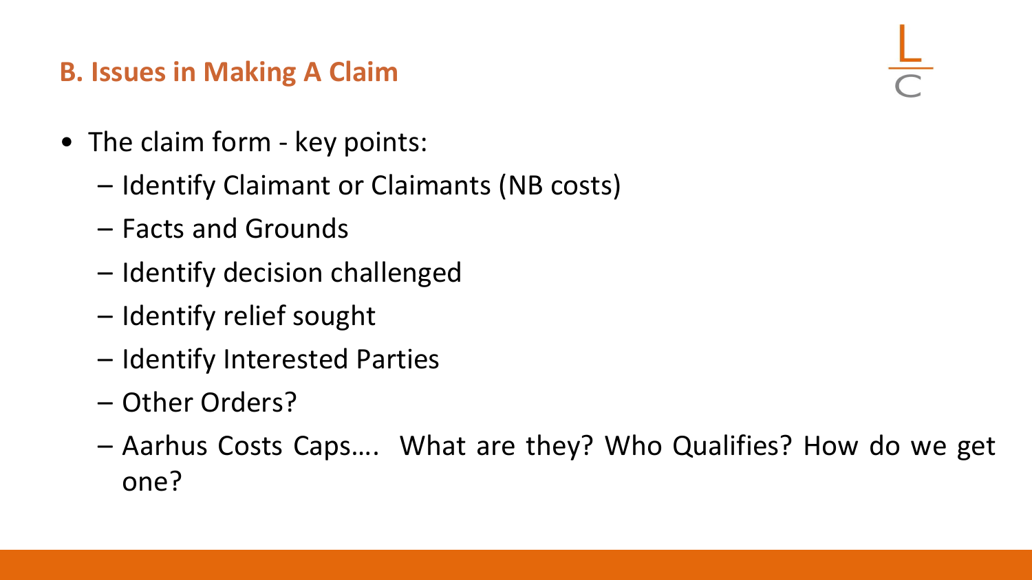## B. Issues in Making A Claim

- The claim form - key points:
  - Identify Claimant or Claimants (NB costs)
  - Facts and Grounds
  - Identify decision challenged
  - Identify relief sought
  - Identify Interested Parties
  - Other Orders?
  - Aarhus Costs Caps…. What are they? Who Qualifies? How do we get one?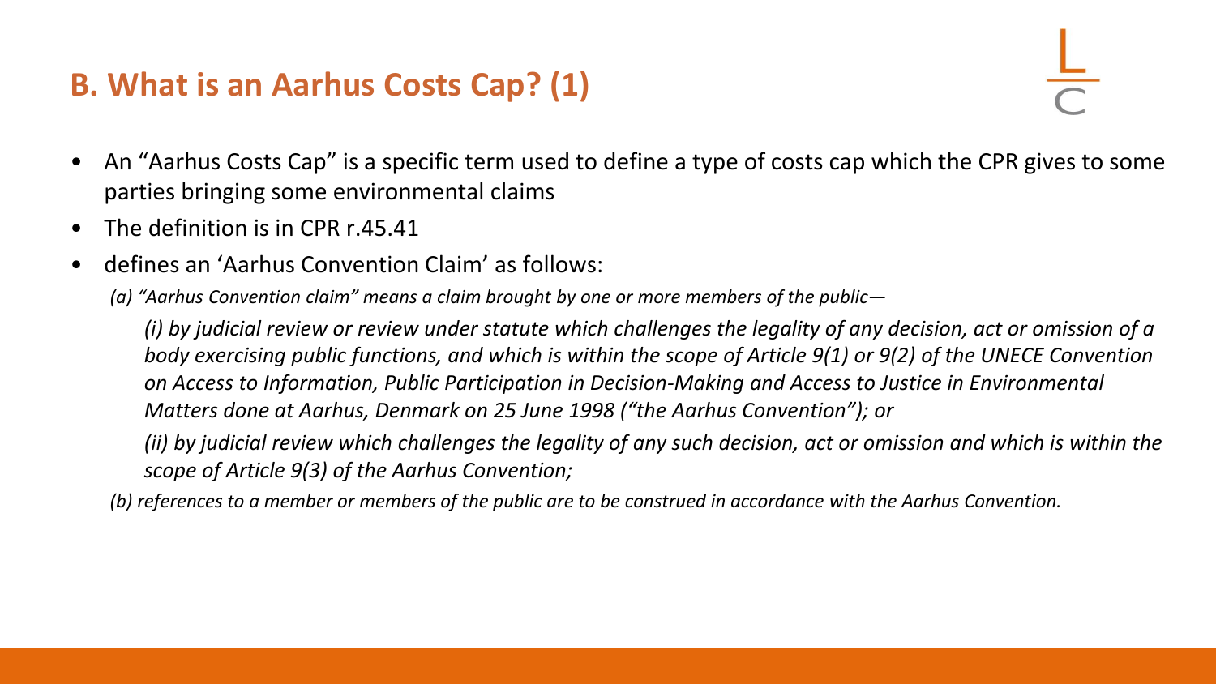## B. What is an Aarhus Costs Cap? (1)

- An "Aarhus Costs Cap" is a specific term used to define a type of costs cap which the CPR gives to some parties bringing some environmental claims
- The definition is in CPR r.45.41
- defines an 'Aarhus Convention Claim' as follows:

  *(a) "Aarhus Convention claim" means a claim brought by one or more members of the public—*

  *(i) by judicial review or review under statute which challenges the legality of any decision, act or omission of a body exercising public functions, and which is within the scope of Article 9(1) or 9(2) of the UNECE Convention on Access to Information, Public Participation in Decision-Making and Access to Justice in Environmental Matters done at Aarhus, Denmark on 25 June 1998 ("the Aarhus Convention"); or*

  *(ii) by judicial review which challenges the legality of any such decision, act or omission and which is within the scope of Article 9(3) of the Aarhus Convention;*

  *(b) references to a member or members of the public are to be construed in accordance with the Aarhus Convention.*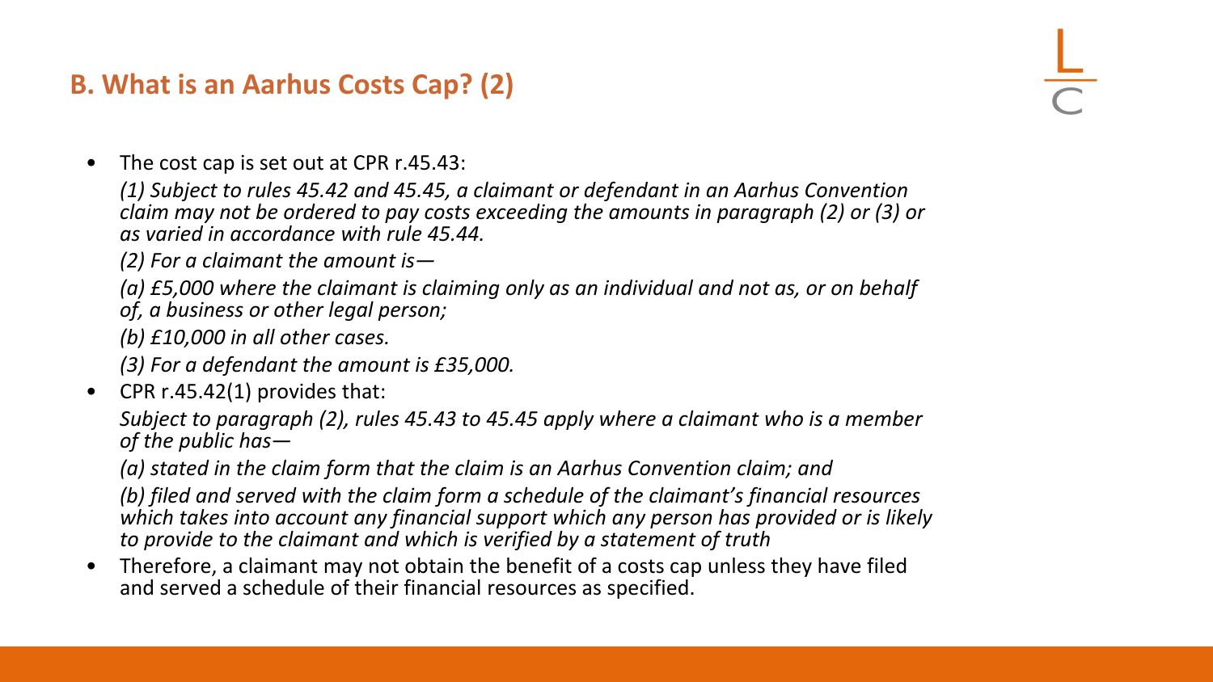## B. What is an Aarhus Costs Cap? (2)

- The cost cap is set out at CPR r.45.43:

  *(1) Subject to rules 45.42 and 45.45, a claimant or defendant in an Aarhus Convention claim may not be ordered to pay costs exceeding the amounts in paragraph (2) or (3) or as varied in accordance with rule 45.44.*

  *(2) For a claimant the amount is—*

  *(a) £5,000 where the claimant is claiming only as an individual and not as, or on behalf of, a business or other legal person;*

  *(b) £10,000 in all other cases.*

  *(3) For a defendant the amount is £35,000.*

- CPR r.45.42(1) provides that:

  *Subject to paragraph (2), rules 45.43 to 45.45 apply where a claimant who is a member of the public has—*

  *(a) stated in the claim form that the claim is an Aarhus Convention claim; and*

  *(b) filed and served with the claim form a schedule of the claimant's financial resources which takes into account any financial support which any person has provided or is likely to provide to the claimant and which is verified by a statement of truth*

- Therefore, a claimant may not obtain the benefit of a costs cap unless they have filed and served a schedule of their financial resources as specified.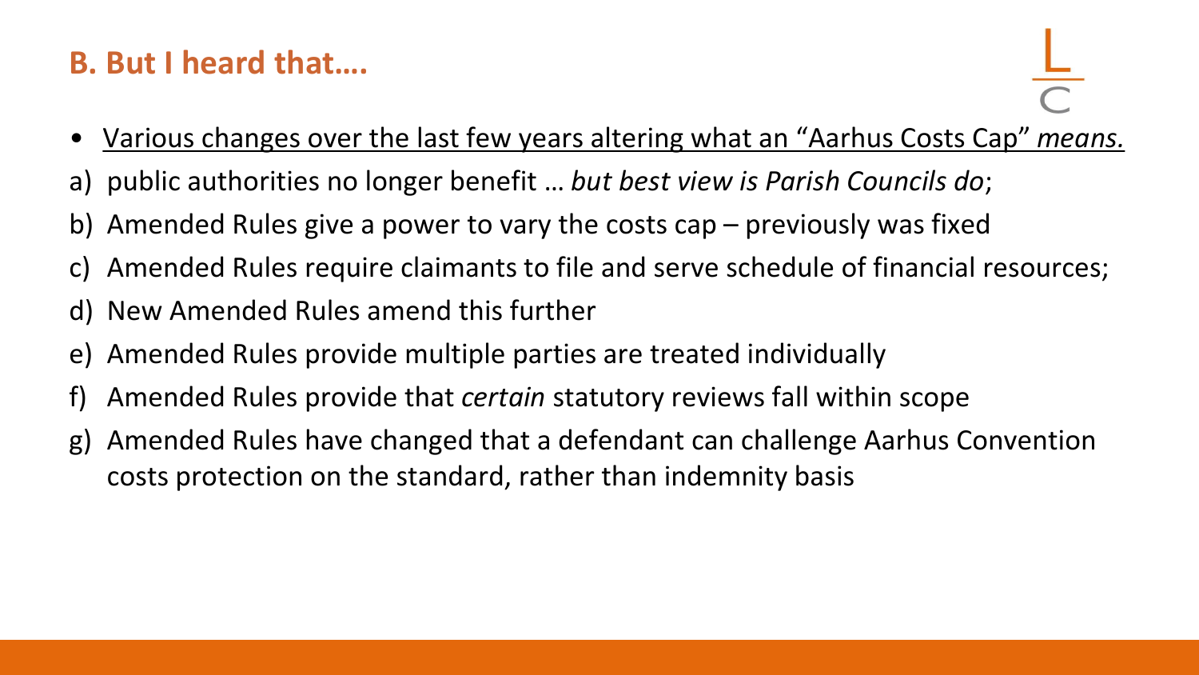## B. But I heard that….

- Various changes over the last few years altering what an "Aarhus Costs Cap" *means.*

a) public authorities no longer benefit … *but best view is Parish Councils do*;

b) Amended Rules give a power to vary the costs cap – previously was fixed

c) Amended Rules require claimants to file and serve schedule of financial resources;

d) New Amended Rules amend this further

e) Amended Rules provide multiple parties are treated individually

f) Amended Rules provide that *certain* statutory reviews fall within scope

g) Amended Rules have changed that a defendant can challenge Aarhus Convention costs protection on the standard, rather than indemnity basis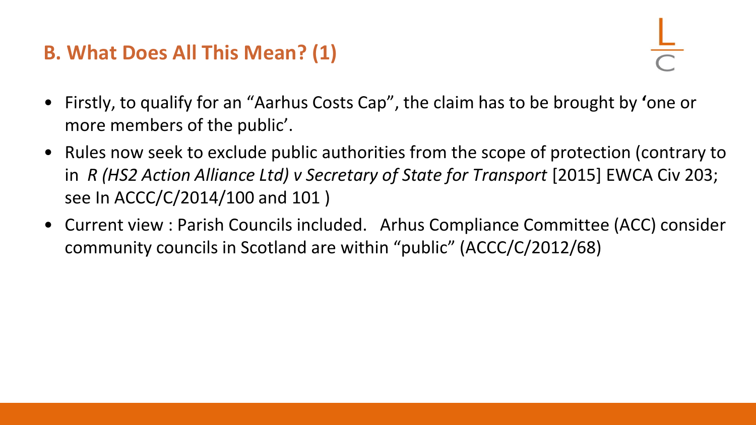## B. What Does All This Mean? (1)

- Firstly, to qualify for an "Aarhus Costs Cap", the claim has to be brought by **'**one or more members of the public'.
- Rules now seek to exclude public authorities from the scope of protection (contrary to in *R (HS2 Action Alliance Ltd) v Secretary of State for Transport* [2015] EWCA Civ 203; see In ACCC/C/2014/100 and 101 )
- Current view : Parish Councils included. Arhus Compliance Committee (ACC) consider community councils in Scotland are within "public" (ACCC/C/2012/68)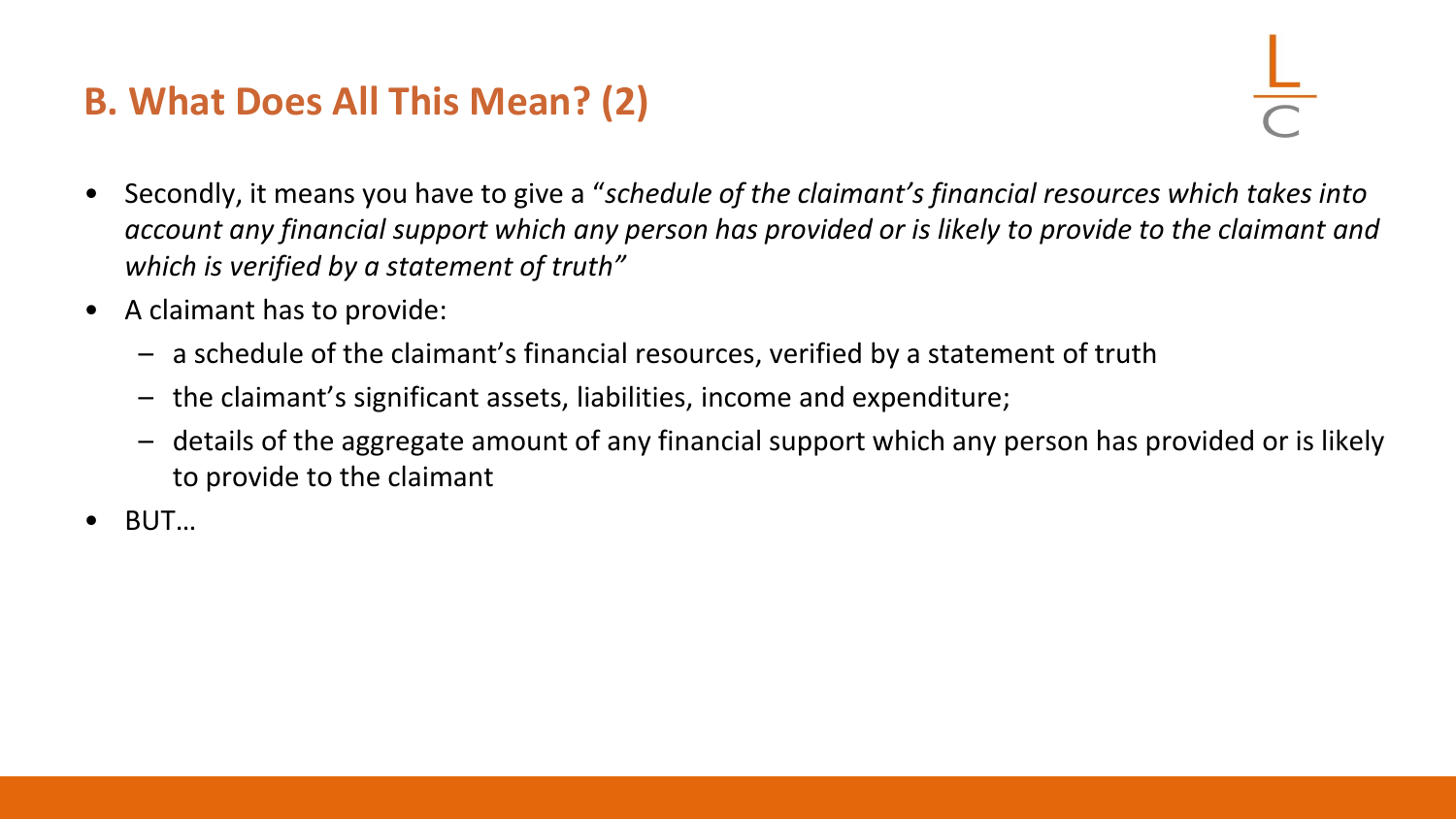## B. What Does All This Mean? (2)

- Secondly, it means you have to give a "*schedule of the claimant's financial resources which takes into account any financial support which any person has provided or is likely to provide to the claimant and which is verified by a statement of truth"*
- A claimant has to provide:
  - a schedule of the claimant's financial resources, verified by a statement of truth
  - the claimant's significant assets, liabilities, income and expenditure;
  - details of the aggregate amount of any financial support which any person has provided or is likely to provide to the claimant
- BUT…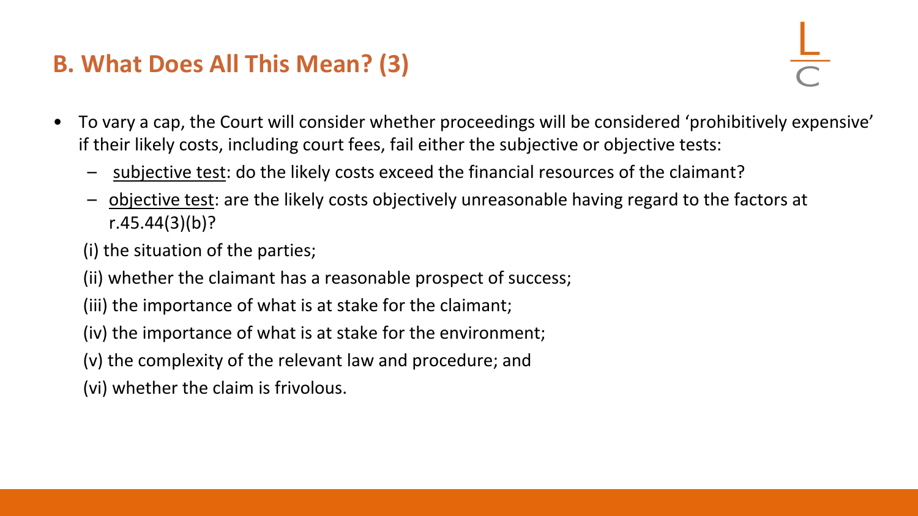## B. What Does All This Mean? (3)

- To vary a cap, the Court will consider whether proceedings will be considered 'prohibitively expensive' if their likely costs, including court fees, fail either the subjective or objective tests:
  - subjective test: do the likely costs exceed the financial resources of the claimant?
  - objective test: are the likely costs objectively unreasonable having regard to the factors at r.45.44(3)(b)?

  (i) the situation of the parties;

  (ii) whether the claimant has a reasonable prospect of success;

  (iii) the importance of what is at stake for the claimant;

  (iv) the importance of what is at stake for the environment;

  (v) the complexity of the relevant law and procedure; and

  (vi) whether the claim is frivolous.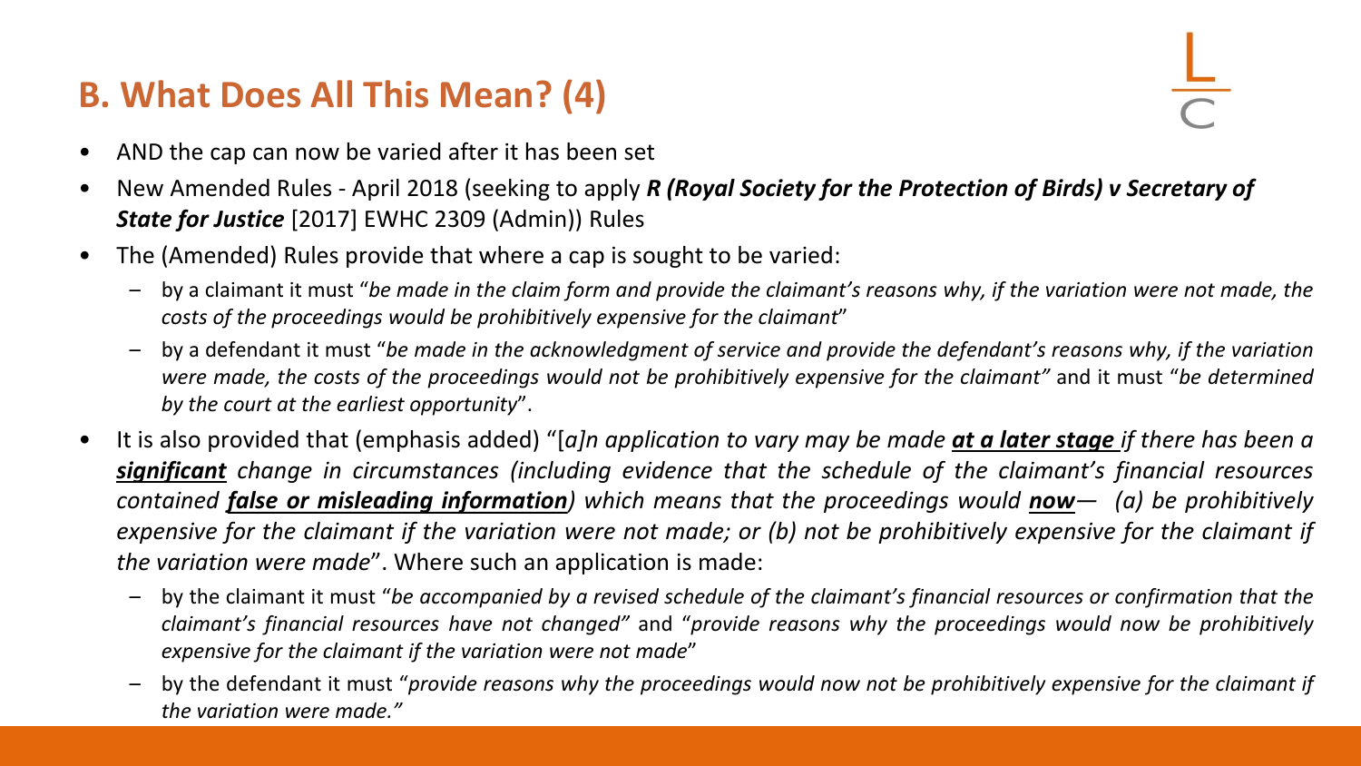## B. What Does All This Mean? (4)

- AND the cap can now be varied after it has been set
- New Amended Rules - April 2018 (seeking to apply ***R (Royal Society for the Protection of Birds) v Secretary of State for Justice*** [2017] EWHC 2309 (Admin)) Rules
- The (Amended) Rules provide that where a cap is sought to be varied:
  - by a claimant it must "*be made in the claim form and provide the claimant's reasons why, if the variation were not made, the costs of the proceedings would be prohibitively expensive for the claimant*"
  - by a defendant it must "*be made in the acknowledgment of service and provide the defendant's reasons why, if the variation were made, the costs of the proceedings would not be prohibitively expensive for the claimant"* and it must "*be determined by the court at the earliest opportunity*".
- It is also provided that (emphasis added) "[*a*]*n application to vary may be made* ***<u>at a later stage</u>*** *if there has been a* ***<u>significant</u>*** *change in circumstances (including evidence that the schedule of the claimant's financial resources contained* ***<u>false or misleading information</u>****) which means that the proceedings would* ***<u>now</u>****— (a) be prohibitively expensive for the claimant if the variation were not made; or (b) not be prohibitively expensive for the claimant if the variation were made*". Where such an application is made:
  - by the claimant it must "*be accompanied by a revised schedule of the claimant's financial resources or confirmation that the claimant's financial resources have not changed"* and "*provide reasons why the proceedings would now be prohibitively expensive for the claimant if the variation were not made*"
  - by the defendant it must "*provide reasons why the proceedings would now not be prohibitively expensive for the claimant if the variation were made."*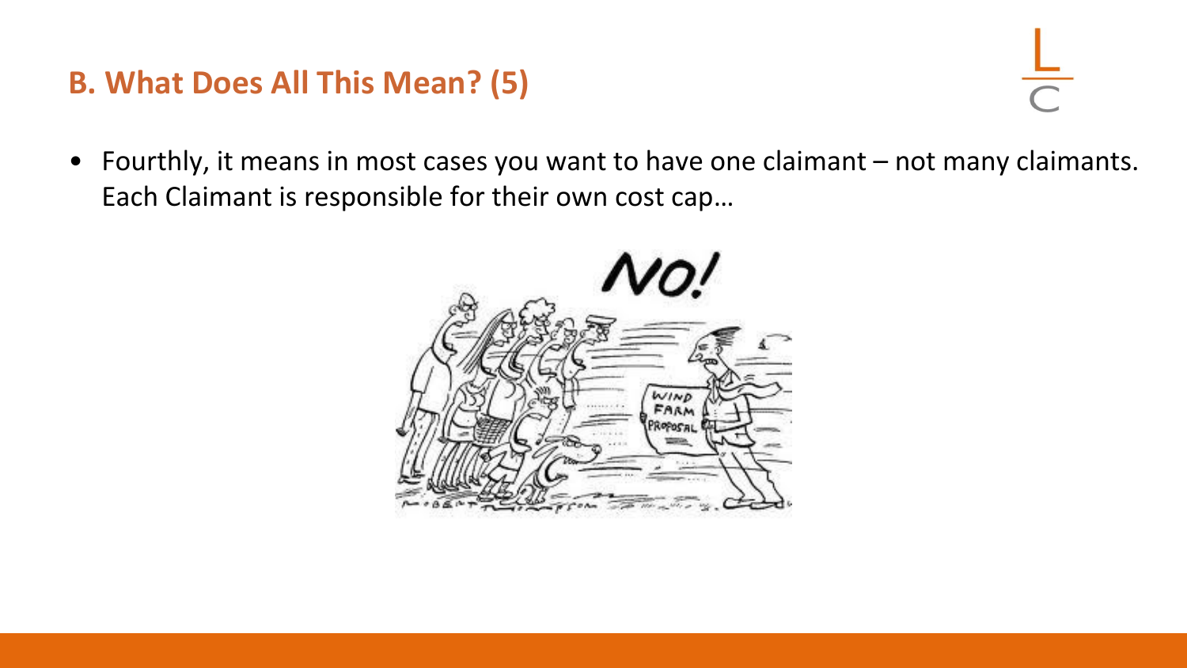## B. What Does All This Mean? (5)

- Fourthly, it means in most cases you want to have one claimant – not many claimants. Each Claimant is responsible for their own cost cap…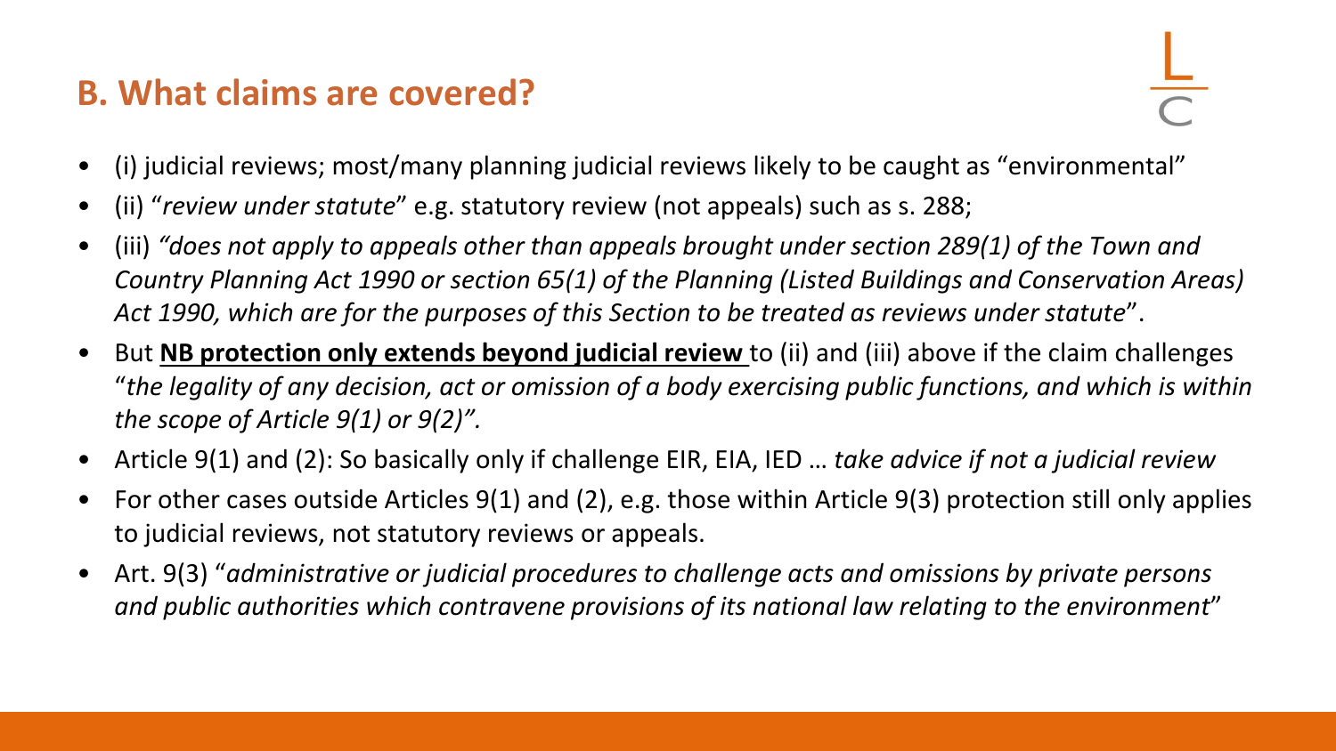## B. What claims are covered?

- (i) judicial reviews; most/many planning judicial reviews likely to be caught as "environmental"
- (ii) "*review under statute*" e.g. statutory review (not appeals) such as s. 288;
- (iii) *"does not apply to appeals other than appeals brought under section 289(1) of the Town and Country Planning Act 1990 or section 65(1) of the Planning (Listed Buildings and Conservation Areas) Act 1990, which are for the purposes of this Section to be treated as reviews under statute*".
- But **<u>NB protection only extends beyond judicial review</u>** to (ii) and (iii) above if the claim challenges "*the legality of any decision, act or omission of a body exercising public functions, and which is within the scope of Article 9(1) or 9(2)".*
- Article 9(1) and (2): So basically only if challenge EIR, EIA, IED … *take advice if not a judicial review*
- For other cases outside Articles 9(1) and (2), e.g. those within Article 9(3) protection still only applies to judicial reviews, not statutory reviews or appeals.
- Art. 9(3) "*administrative or judicial procedures to challenge acts and omissions by private persons and public authorities which contravene provisions of its national law relating to the environment*"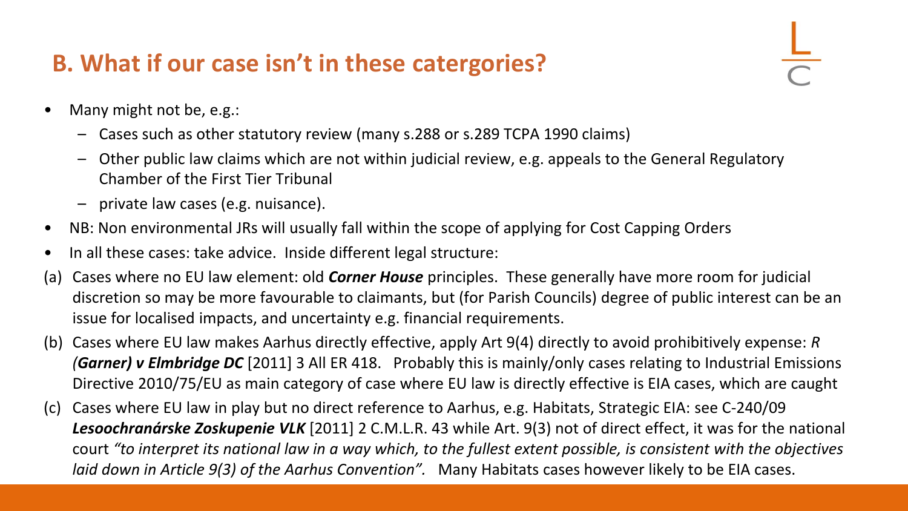## B. What if our case isn't in these catergories?

- Many might not be, e.g.:
  - Cases such as other statutory review (many s.288 or s.289 TCPA 1990 claims)
  - Other public law claims which are not within judicial review, e.g. appeals to the General Regulatory Chamber of the First Tier Tribunal
  - private law cases (e.g. nuisance).
- NB: Non environmental JRs will usually fall within the scope of applying for Cost Capping Orders
- In all these cases: take advice. Inside different legal structure:

(a) Cases where no EU law element: old ***Corner House*** principles. These generally have more room for judicial discretion so may be more favourable to claimants, but (for Parish Councils) degree of public interest can be an issue for localised impacts, and uncertainty e.g. financial requirements.

(b) Cases where EU law makes Aarhus directly effective, apply Art 9(4) directly to avoid prohibitively expense: *R (**Garner) v Elmbridge DC*** [2011] 3 All ER 418. Probably this is mainly/only cases relating to Industrial Emissions Directive 2010/75/EU as main category of case where EU law is directly effective is EIA cases, which are caught

(c) Cases where EU law in play but no direct reference to Aarhus, e.g. Habitats, Strategic EIA: see C-240/09 ***Lesoochranárske Zoskupenie VLK*** [2011] 2 C.M.L.R. 43 while Art. 9(3) not of direct effect, it was for the national court *"to interpret its national law in a way which, to the fullest extent possible, is consistent with the objectives laid down in Article 9(3) of the Aarhus Convention".* Many Habitats cases however likely to be EIA cases.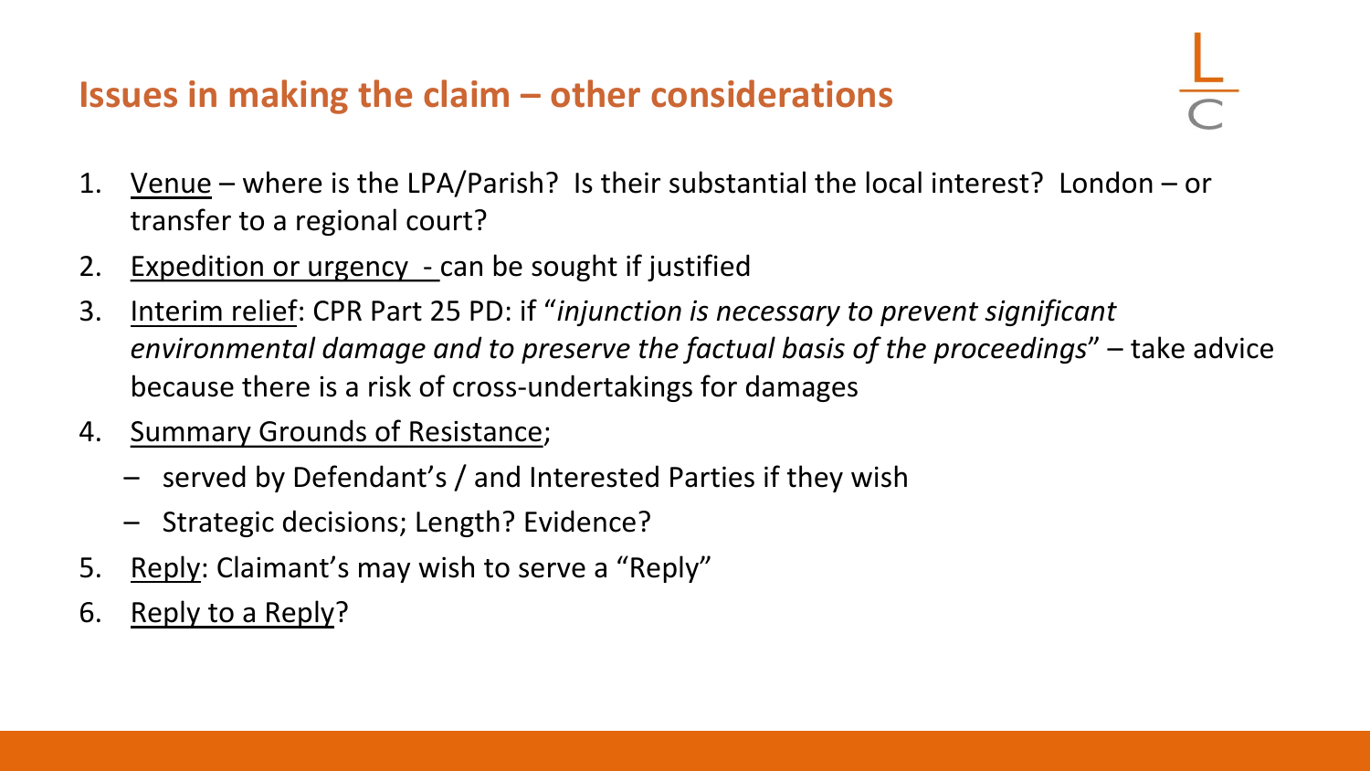## Issues in making the claim – other considerations

1. Venue – where is the LPA/Parish? Is their substantial the local interest? London – or transfer to a regional court?
2. Expedition or urgency - can be sought if justified
3. Interim relief: CPR Part 25 PD: if "*injunction is necessary to prevent significant environmental damage and to preserve the factual basis of the proceedings*" – take advice because there is a risk of cross-undertakings for damages
4. Summary Grounds of Resistance;
   - served by Defendant's / and Interested Parties if they wish
   - Strategic decisions; Length? Evidence?
5. Reply: Claimant's may wish to serve a "Reply"
6. Reply to a Reply?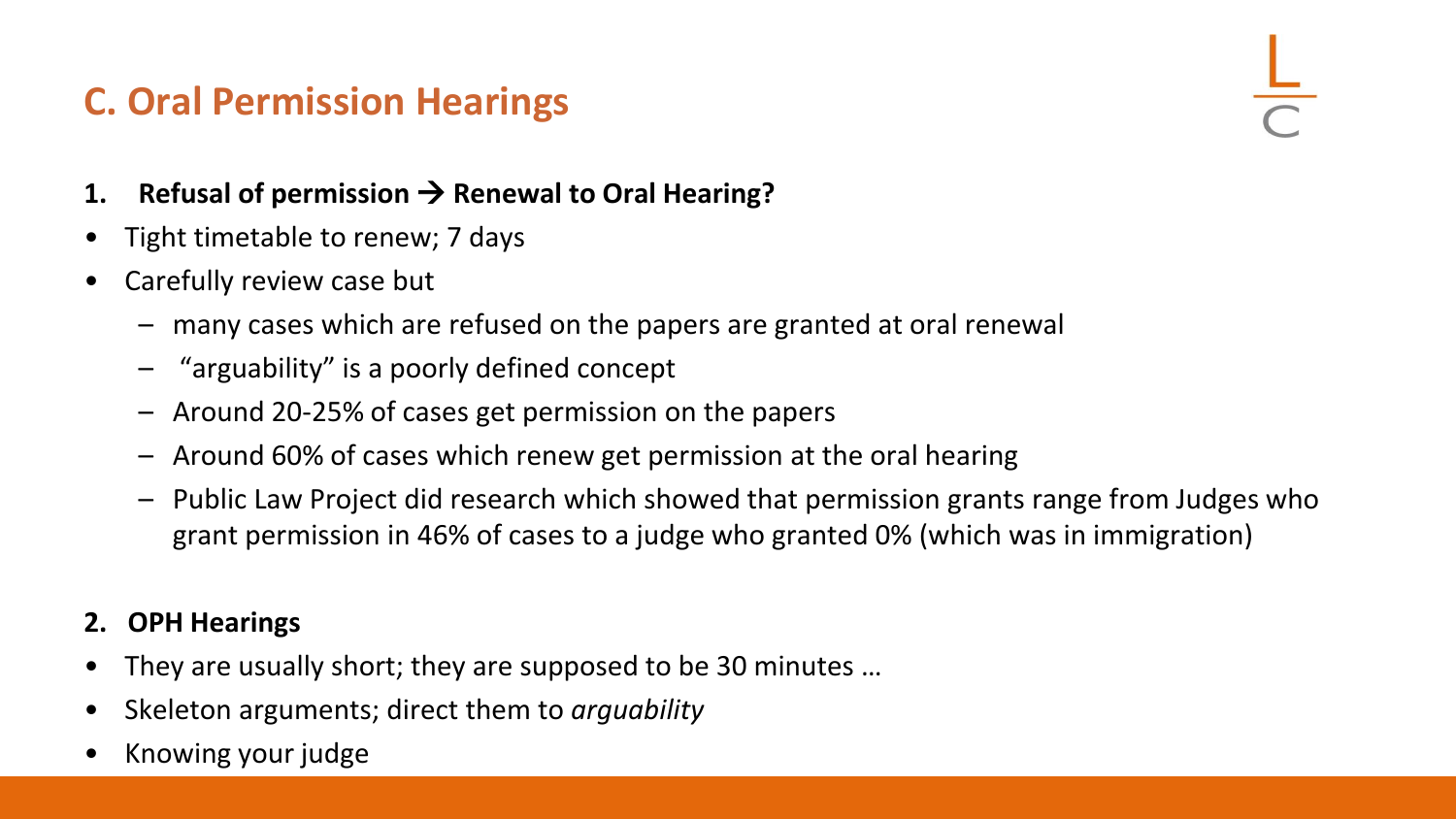## C. Oral Permission Hearings

1. **Refusal of permission → Renewal to Oral Hearing?**

- Tight timetable to renew; 7 days
- Carefully review case but
  - many cases which are refused on the papers are granted at oral renewal
  - "arguability" is a poorly defined concept
  - Around 20-25% of cases get permission on the papers
  - Around 60% of cases which renew get permission at the oral hearing
  - Public Law Project did research which showed that permission grants range from Judges who grant permission in 46% of cases to a judge who granted 0% (which was in immigration)

2. **OPH Hearings**

- They are usually short; they are supposed to be 30 minutes …
- Skeleton arguments; direct them to *arguability*
- Knowing your judge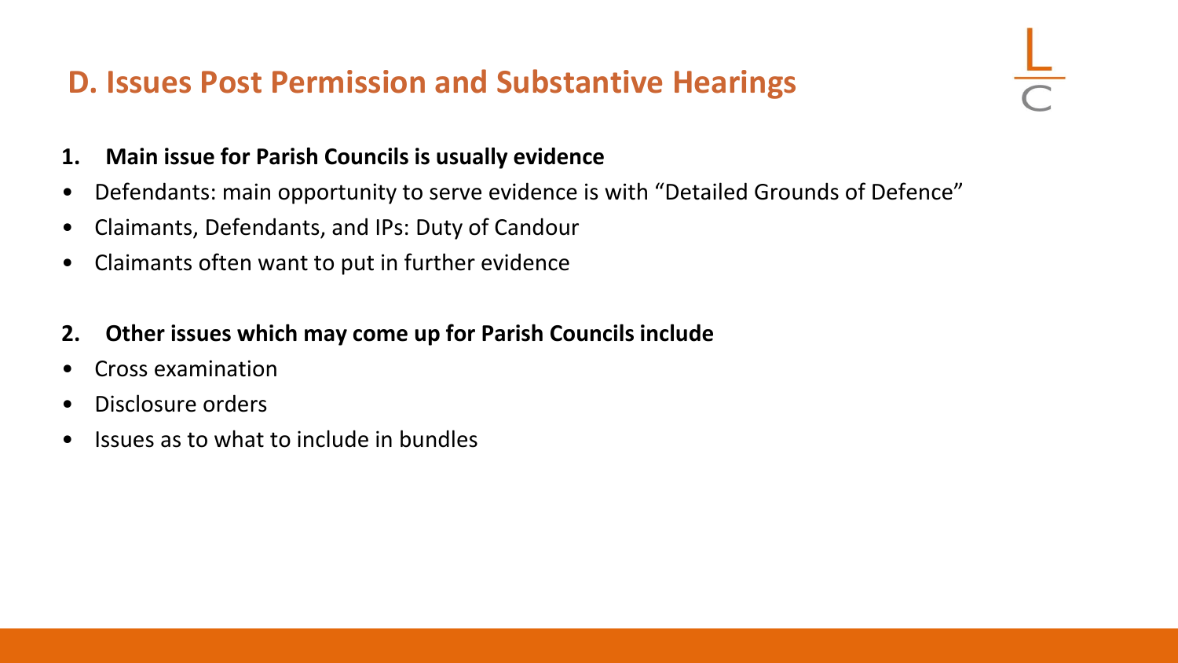## D. Issues Post Permission and Substantive Hearings

**1. Main issue for Parish Councils is usually evidence**

- Defendants: main opportunity to serve evidence is with "Detailed Grounds of Defence"
- Claimants, Defendants, and IPs: Duty of Candour
- Claimants often want to put in further evidence

**2. Other issues which may come up for Parish Councils include**

- Cross examination
- Disclosure orders
- Issues as to what to include in bundles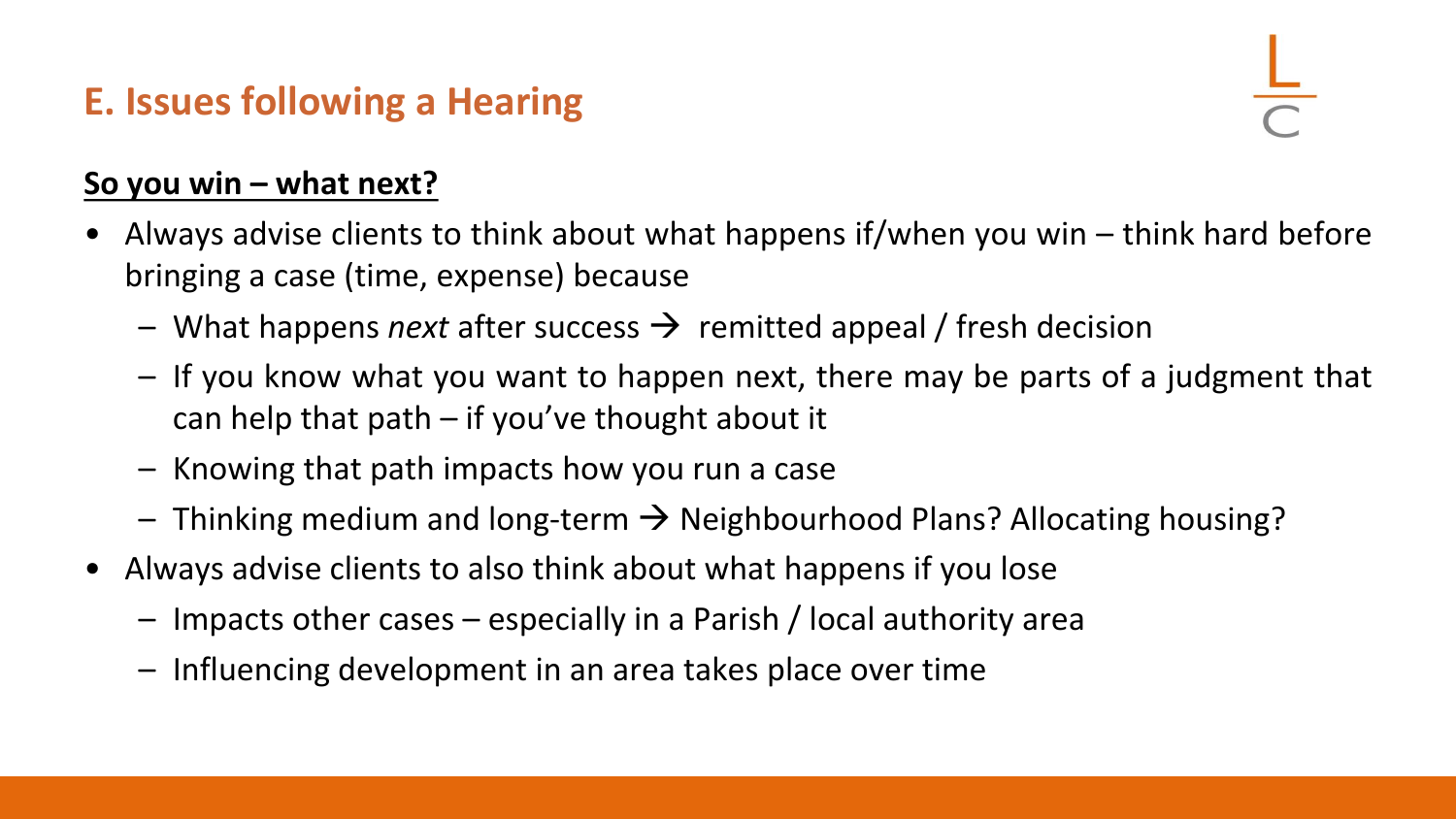## E. Issues following a Hearing

**So you win – what next?**

- Always advise clients to think about what happens if/when you win – think hard before bringing a case (time, expense) because
  - What happens *next* after success → remitted appeal / fresh decision
  - If you know what you want to happen next, there may be parts of a judgment that can help that path – if you've thought about it
  - Knowing that path impacts how you run a case
  - Thinking medium and long-term → Neighbourhood Plans? Allocating housing?
- Always advise clients to also think about what happens if you lose
  - Impacts other cases – especially in a Parish / local authority area
  - Influencing development in an area takes place over time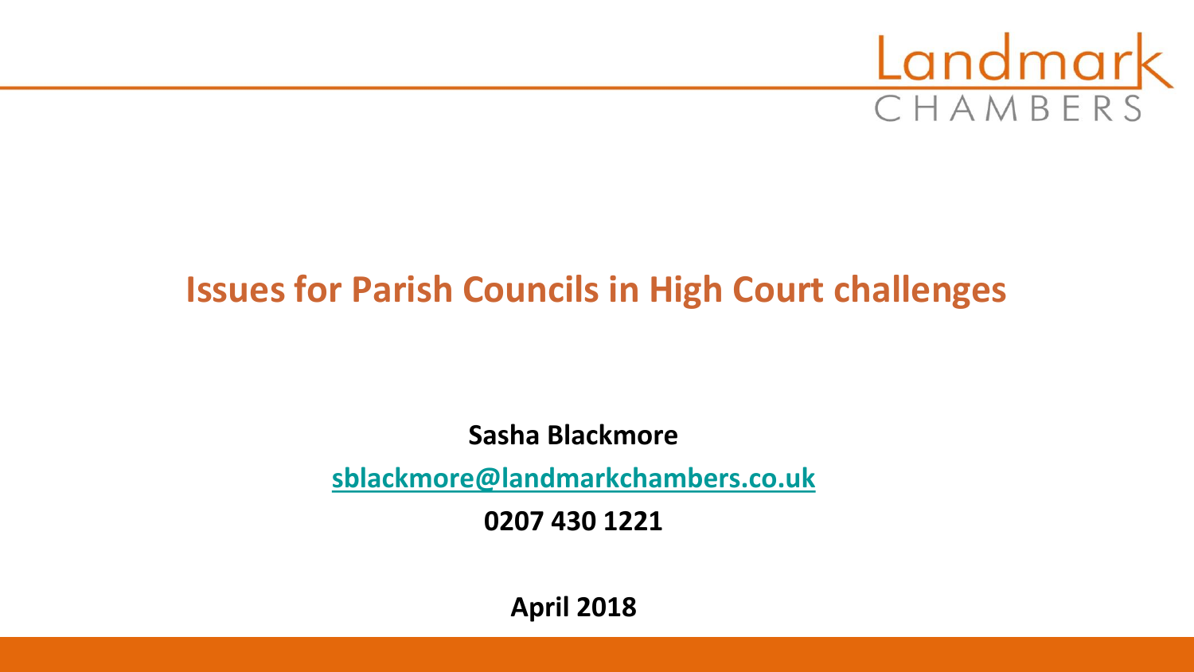Landmark
CHAMBERS

# Issues for Parish Councils in High Court challenges

**Sasha Blackmore**

**sblackmore@landmarkchambers.co.uk**

**0207 430 1221**

**April 2018**